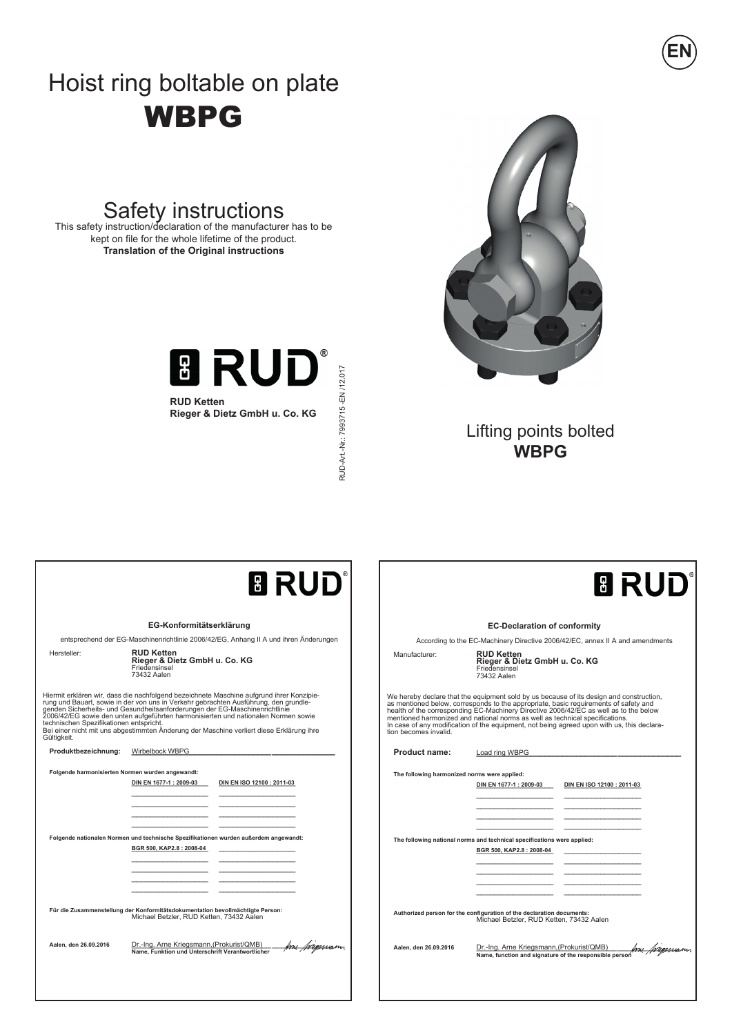EN

# Hoist ring boltable on plate

# WBPG

## Safety instructions

This safety instruction/declaration of the manufacturer has to be kept on file for the whole lifetime of the product.

**Translation of the Original instructions**

RUD®

**RUD Ketten**
**Rieger & Dietz GmbH u. Co. KG**

RUD-Art.-Nr.: 7993715 -EN /12.017

Lifting points bolted
**WBPG**

---

RUD®

### EG-Konformitätserklärung

entsprechend der EG-Maschinenrichtlinie 2006/42/EG, Anhang II A und ihren Änderungen

Hersteller: **RUD Ketten**
**Rieger & Dietz GmbH u. Co. KG**
Friedensinsel
73432 Aalen

Hiermit erklären wir, dass die nachfolgend bezeichnete Maschine aufgrund ihrer Konzipierung und Bauart, sowie in der von uns in Verkehr gebrachten Ausführung, den grundlegenden Sicherheits- und Gesundheitsanforderungen der EG-Maschinenrichtlinie 2006/42/EG sowie den unten aufgeführten harmonisierten und nationalen Normen sowie technischen Spezifikationen entspricht.
Bei einer nicht mit uns abgestimmten Änderung der Maschine verliert diese Erklärung ihre Gültigkeit.

**Produktbezeichnung:** Wirbelbock WBPG

**Folgende harmonisierten Normen wurden angewandt:**

DIN EN 1677-1 : 2009-03 | DIN EN ISO 12100 : 2011-03

**Folgende nationalen Normen und technische Spezifikationen wurden außerdem angewandt:**

BGR 500, KAP2.8 : 2008-04

**Für die Zusammenstellung der Konformitätsdokumentation bevollmächtigte Person:**
Michael Betzler, RUD Ketten, 73432 Aalen

**Aalen, den 26.09.2016** Dr.-Ing. Arne Kriegsmann,(Prokurist/QMB)
**Name, Funktion und Unterschrift Verantwortlicher**

---

RUD®

### EC-Declaration of conformity

According to the EC-Machinery Directive 2006/42/EC, annex II A and amendments

Manufacturer: **RUD Ketten**
**Rieger & Dietz GmbH u. Co. KG**
Friedensinsel
73432 Aalen

We hereby declare that the equipment sold by us because of its design and construction, as mentioned below, corresponds to the appropriate, basic requirements of safety and health of the corresponding EC-Machinery Directive 2006/42/EC as well as to the below mentioned harmonized and national norms as well as technical specifications.
In case of any modification of the equipment, not being agreed upon with us, this declaration becomes invalid.

**Product name:** Load ring WBPG

**The following harmonized norms were applied:**

DIN EN 1677-1 : 2009-03 | DIN EN ISO 12100 : 2011-03

**The following national norms and technical specifications were applied:**

BGR 500, KAP2.8 : 2008-04

**Authorized person for the configuration of the declaration documents:**
Michael Betzler, RUD Ketten, 73432 Aalen

**Aalen, den 26.09.2016** Dr.-Ing. Arne Kriegsmann,(Prokurist/QMB)
**Name, function and signature of the responsible person**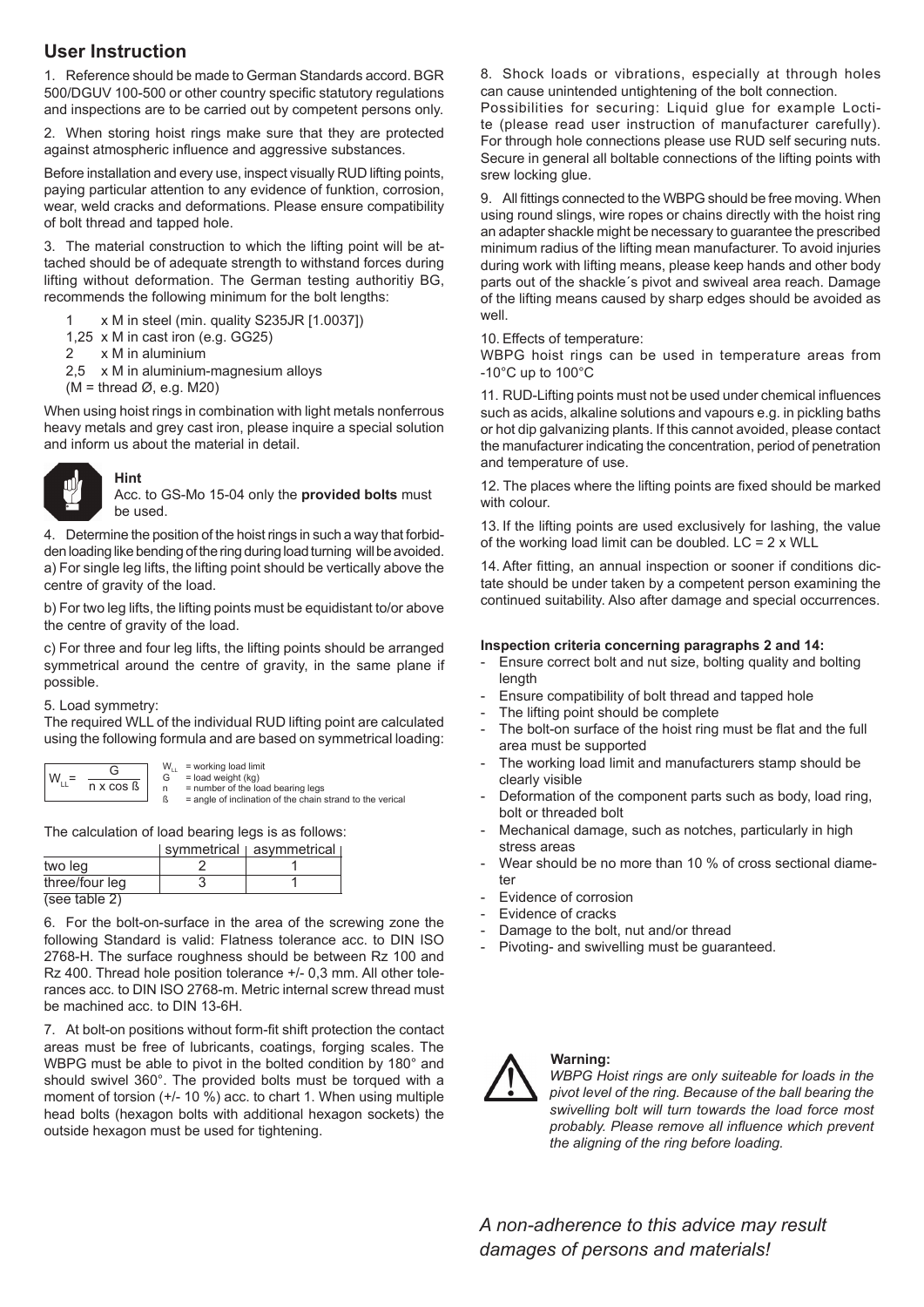## User Instruction

1. Reference should be made to German Standards accord. BGR 500/DGUV 100-500 or other country specific statutory regulations and inspections are to be carried out by competent persons only.

2. When storing hoist rings make sure that they are protected against atmospheric influence and aggressive substances.

Before installation and every use, inspect visually RUD lifting points, paying particular attention to any evidence of funktion, corrosion, wear, weld cracks and deformations. Please ensure compatibility of bolt thread and tapped hole.

3. The material construction to which the lifting point will be attached should be of adequate strength to withstand forces during lifting without deformation. The German testing authoritiy BG, recommends the following minimum for the bolt lengths:

- 1 x M in steel (min. quality S235JR [1.0037])
- 1,25 x M in cast iron (e.g. GG25)
- 2 x M in aluminium
- 2,5 x M in aluminium-magnesium alloys

(M = thread Ø, e.g. M20)

When using hoist rings in combination with light metals nonferrous heavy metals and grey cast iron, please inquire a special solution and inform us about the material in detail.

**Hint**
Acc. to GS-Mo 15-04 only the **provided bolts** must be used.

4. Determine the position of the hoist rings in such a way that forbidden loading like bending of the ring during load turning will be avoided.
a) For single leg lifts, the lifting point should be vertically above the centre of gravity of the load.

b) For two leg lifts, the lifting points must be equidistant to/or above the centre of gravity of the load.

c) For three and four leg lifts, the lifting points should be arranged symmetrical around the centre of gravity, in the same plane if possible.

5. Load symmetry:
The required WLL of the individual RUD lifting point are calculated using the following formula and are based on symmetrical loading:

$$W_{LL} = \frac{G}{n \times \cos ß}$$

- $W_{LL}$ = working load limit
- G = load weight (kg)
- n = number of the load bearing legs
- ß = angle of inclination of the chain strand to the verical

The calculation of load bearing legs is as follows:

| | symmetrical | asymmetrical |
|---|---|---|
| two leg | 2 | 1 |
| three/four leg | 3 | 1 |

(see table 2)

6. For the bolt-on-surface in the area of the screwing zone the following Standard is valid: Flatness tolerance acc. to DIN ISO 2768-H. The surface roughness should be between Rz 100 and Rz 400. Thread hole position tolerance +/- 0,3 mm. All other tolerances acc. to DIN ISO 2768-m. Metric internal screw thread must be machined acc. to DIN 13-6H.

7. At bolt-on positions without form-fit shift protection the contact areas must be free of lubricants, coatings, forging scales. The WBPG must be able to pivot in the bolted condition by 180° and should swivel 360°. The provided bolts must be torqued with a moment of torsion (+/- 10 %) acc. to chart 1. When using multiple head bolts (hexagon bolts with additional hexagon sockets) the outside hexagon must be used for tightening.

8. Shock loads or vibrations, especially at through holes can cause unintended untightening of the bolt connection.
Possibilities for securing: Liquid glue for example Loctite (please read user instruction of manufacturer carefully). For through hole connections please use RUD self securing nuts. Secure in general all boltable connections of the lifting points with srew locking glue.

9. All fittings connected to the WBPG should be free moving. When using round slings, wire ropes or chains directly with the hoist ring an adapter shackle might be necessary to guarantee the prescribed minimum radius of the lifting mean manufacturer. To avoid injuries during work with lifting means, please keep hands and other body parts out of the shackle´s pivot and swiveal area reach. Damage of the lifting means caused by sharp edges should be avoided as well.

10. Effects of temperature:
WBPG hoist rings can be used in temperature areas from -10°C up to 100°C

11. RUD-Lifting points must not be used under chemical influences such as acids, alkaline solutions and vapours e.g. in pickling baths or hot dip galvanizing plants. If this cannot avoided, please contact the manufacturer indicating the concentration, period of penetration and temperature of use.

12. The places where the lifting points are fixed should be marked with colour.

13. If the lifting points are used exclusively for lashing, the value of the working load limit can be doubled. LC = 2 x WLL

14. After fitting, an annual inspection or sooner if conditions dictate should be under taken by a competent person examining the continued suitability. Also after damage and special occurrences.

**Inspection criteria concerning paragraphs 2 and 14:**

- Ensure correct bolt and nut size, bolting quality and bolting length
- Ensure compatibility of bolt thread and tapped hole
- The lifting point should be complete
- The bolt-on surface of the hoist ring must be flat and the full area must be supported
- The working load limit and manufacturers stamp should be clearly visible
- Deformation of the component parts such as body, load ring, bolt or threaded bolt
- Mechanical damage, such as notches, particularly in high stress areas
- Wear should be no more than 10 % of cross sectional diameter
- Evidence of corrosion
- Evidence of cracks
- Damage to the bolt, nut and/or thread
- Pivoting- and swivelling must be guaranteed.

**Warning:**
*WBPG Hoist rings are only suiteable for loads in the pivot level of the ring. Because of the ball bearing the swivelling bolt will turn towards the load force most probably. Please remove all influence which prevent the aligning of the ring before loading.*

*A non-adherence to this advice may result damages of persons and materials!*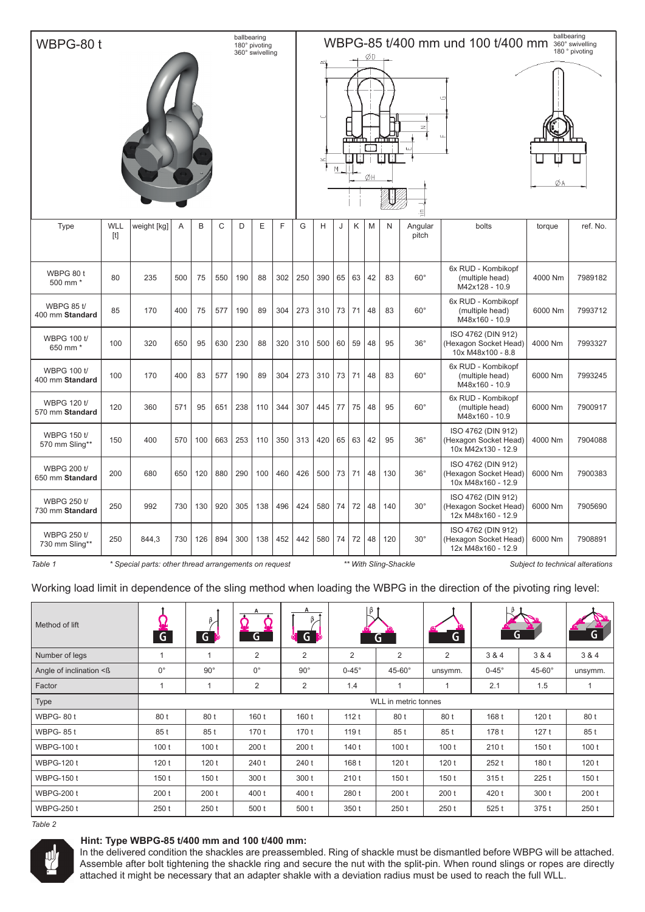WBPG-80 t

ballbearing
180° pivoting
360° swivelling

WBPG-85 t/400 mm und 100 t/400 mm

ballbearing
360° swivelling
180 ° pivoting

| Type | WLL [t] | weight [kg] | A | B | C | D | E | F | G | H | J | K | M | N | Angular pitch | bolts | torque | ref. No. |
|---|---|---|---|---|---|---|---|---|---|---|---|---|---|---|---|---|---|---|
| WBPG 80 t 500 mm * | 80 | 235 | 500 | 75 | 550 | 190 | 88 | 302 | 250 | 390 | 65 | 63 | 42 | 83 | 60° | 6x RUD - Kombikopf (multiple head) M42x128 - 10.9 | 4000 Nm | 7989182 |
| WBPG 85 t/ 400 mm **Standard** | 85 | 170 | 400 | 75 | 577 | 190 | 89 | 304 | 273 | 310 | 73 | 71 | 48 | 83 | 60° | 6x RUD - Kombikopf (multiple head) M48x160 - 10.9 | 6000 Nm | 7993712 |
| WBPG 100 t/ 650 mm * | 100 | 320 | 650 | 95 | 630 | 230 | 88 | 320 | 310 | 500 | 60 | 59 | 48 | 95 | 36° | ISO 4762 (DIN 912) (Hexagon Socket Head) 10x M48x100 - 8.8 | 4000 Nm | 7993327 |
| WBPG 100 t/ 400 mm **Standard** | 100 | 170 | 400 | 83 | 577 | 190 | 89 | 304 | 273 | 310 | 73 | 71 | 48 | 83 | 60° | 6x RUD - Kombikopf (multiple head) M48x160 - 10.9 | 6000 Nm | 7993245 |
| WBPG 120 t/ 570 mm **Standard** | 120 | 360 | 571 | 95 | 651 | 238 | 110 | 344 | 307 | 445 | 77 | 75 | 48 | 95 | 60° | 6x RUD - Kombikopf (multiple head) M48x160 - 10.9 | 6000 Nm | 7900917 |
| WBPG 150 t/ 570 mm Sling** | 150 | 400 | 570 | 100 | 663 | 253 | 110 | 350 | 313 | 420 | 65 | 63 | 42 | 95 | 36° | ISO 4762 (DIN 912) (Hexagon Socket Head) 10x M42x130 - 12.9 | 4000 Nm | 7904088 |
| WBPG 200 t/ 650 mm **Standard** | 200 | 680 | 650 | 120 | 880 | 290 | 100 | 460 | 426 | 500 | 73 | 71 | 48 | 130 | 36° | ISO 4762 (DIN 912) (Hexagon Socket Head) 10x M48x160 - 12.9 | 6000 Nm | 7900383 |
| WBPG 250 t/ 730 mm **Standard** | 250 | 992 | 730 | 130 | 920 | 305 | 138 | 496 | 424 | 580 | 74 | 72 | 48 | 140 | 30° | ISO 4762 (DIN 912) (Hexagon Socket Head) 12x M48x160 - 12.9 | 6000 Nm | 7905690 |
| WBPG 250 t/ 730 mm Sling** | 250 | 844,3 | 730 | 126 | 894 | 300 | 138 | 452 | 442 | 580 | 74 | 72 | 48 | 120 | 30° | ISO 4762 (DIN 912) (Hexagon Socket Head) 12x M48x160 - 12.9 | 6000 Nm | 7908891 |

*Table 1* *\* Special parts: other thread arrangements on request* *\*\* With Sling-Shackle* *Subject to technical alterations*

Working load limit in dependence of the sling method when loading the WBPG in the direction of the pivoting ring level:

| Method of lift | | | | | | | | | | |
|---|---|---|---|---|---|---|---|---|---|---|
| Number of legs | 1 | 1 | 2 | 2 | 2 | 2 | 2 | 3 & 4 | 3 & 4 | 3 & 4 |
| Angle of inclination <ß | 0° | 90° | 0° | 90° | 0-45° | 45-60° | unsymm. | 0-45° | 45-60° | unsymm. |
| Factor | 1 | 1 | 2 | 2 | 1.4 | 1 | 1 | 2.1 | 1.5 | 1 |
| Type | WLL in metric tonnes | | | | | | | | | |
| WBPG- 80 t | 80 t | 80 t | 160 t | 160 t | 112 t | 80 t | 80 t | 168 t | 120 t | 80 t |
| WBPG- 85 t | 85 t | 85 t | 170 t | 170 t | 119 t | 85 t | 85 t | 178 t | 127 t | 85 t |
| WBPG-100 t | 100 t | 100 t | 200 t | 200 t | 140 t | 100 t | 100 t | 210 t | 150 t | 100 t |
| WBPG-120 t | 120 t | 120 t | 240 t | 240 t | 168 t | 120 t | 120 t | 252 t | 180 t | 120 t |
| WBPG-150 t | 150 t | 150 t | 300 t | 300 t | 210 t | 150 t | 150 t | 315 t | 225 t | 150 t |
| WBPG-200 t | 200 t | 200 t | 400 t | 400 t | 280 t | 200 t | 200 t | 420 t | 300 t | 200 t |
| WBPG-250 t | 250 t | 250 t | 500 t | 500 t | 350 t | 250 t | 250 t | 525 t | 375 t | 250 t |

*Table 2*

**Hint: Type WBPG-85 t/400 mm and 100 t/400 mm:**

In the delivered condition the shackles are preassembled. Ring of shackle must be dismantled before WBPG will be attached. Assemble after bolt tightening the shackle ring and secure the nut with the split-pin. When round slings or ropes are directly attached it might be necessary that an adapter shakle with a deviation radius must be used to reach the full WLL.